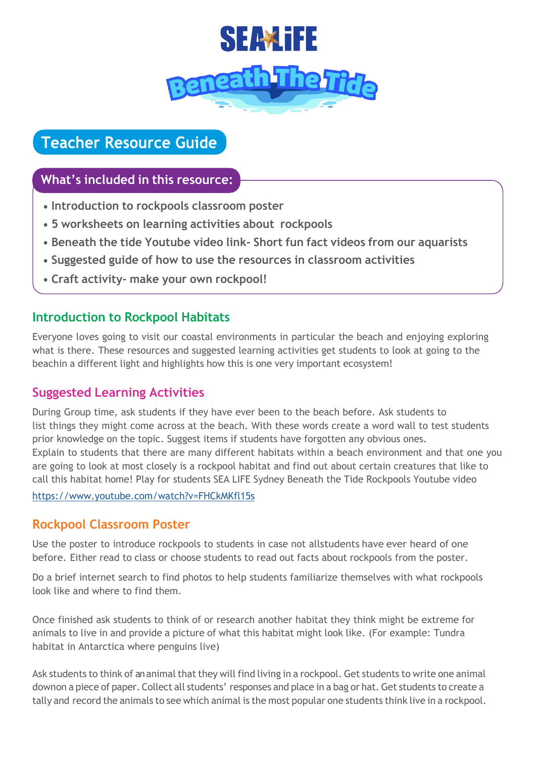# SEA LIFE

# Beneath The Tide

## Teacher Resource Guide

### What's included in this resource:

- Introduction to rockpools classroom poster
- 5 worksheets on learning activities about rockpools
- Beneath the tide Youtube video link- Short fun fact videos from our aquarists
- Suggested guide of how to use the resources in classroom activities
- Craft activity- make your own rockpool!

## Introduction to Rockpool Habitats

Everyone loves going to visit our coastal environments in particular the beach and enjoying exploring what is there. These resources and suggested learning activities get students to look at going to the beachin a different light and highlights how this is one very important ecosystem!

## Suggested Learning Activities

During Group time, ask students if they have ever been to the beach before. Ask students to list things they might come across at the beach. With these words create a word wall to test students prior knowledge on the topic. Suggest items if students have forgotten any obvious ones.
Explain to students that there are many different habitats within a beach environment and that one you are going to look at most closely is a rockpool habitat and find out about certain creatures that like to call this habitat home! Play for students SEA LIFE Sydney Beneath the Tide Rockpools Youtube video
https://www.youtube.com/watch?v=FHCkMKfl15s

## Rockpool Classroom Poster

Use the poster to introduce rockpools to students in case not allstudents have ever heard of one before. Either read to class or choose students to read out facts about rockpools from the poster.

Do a brief internet search to find photos to help students familiarize themselves with what rockpools look like and where to find them.

Once finished ask students to think of or research another habitat they think might be extreme for animals to live in and provide a picture of what this habitat might look like. (For example: Tundra habitat in Antarctica where penguins live)

Ask students to think of an animal that they will find living in a rockpool. Get students to write one animal downon a piece of paper. Collect all students' responses and place in a bag or hat. Get students to create a tally and record the animals to see which animal is the most popular one students think live in a rockpool.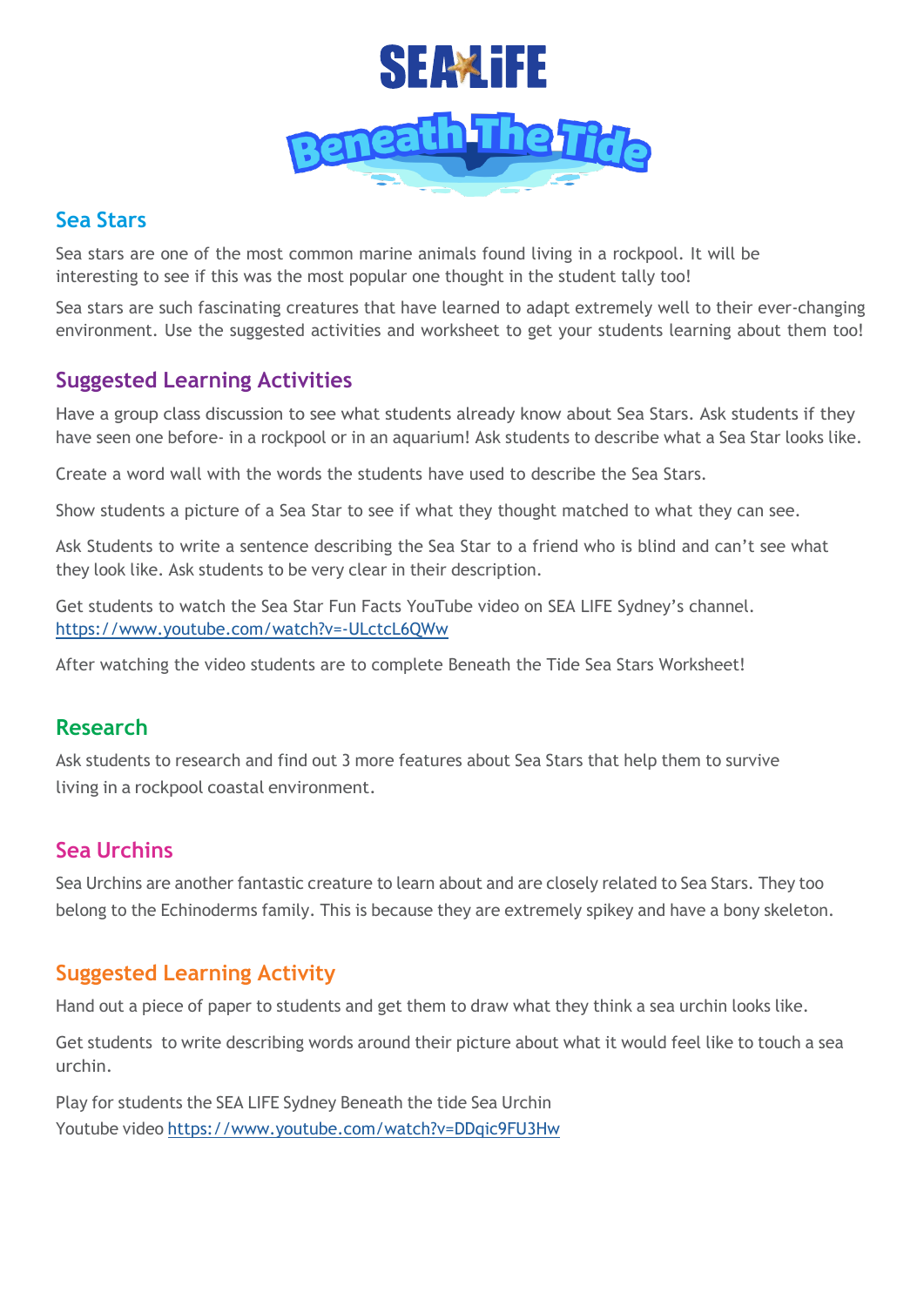# SEA LIFE Beneath The Tide

## Sea Stars

Sea stars are one of the most common marine animals found living in a rockpool. It will be interesting to see if this was the most popular one thought in the student tally too!

Sea stars are such fascinating creatures that have learned to adapt extremely well to their ever-changing environment. Use the suggested activities and worksheet to get your students learning about them too!

## Suggested Learning Activities

Have a group class discussion to see what students already know about Sea Stars. Ask students if they have seen one before- in a rockpool or in an aquarium! Ask students to describe what a Sea Star looks like.

Create a word wall with the words the students have used to describe the Sea Stars.

Show students a picture of a Sea Star to see if what they thought matched to what they can see.

Ask Students to write a sentence describing the Sea Star to a friend who is blind and can't see what they look like. Ask students to be very clear in their description.

Get students to watch the Sea Star Fun Facts YouTube video on SEA LIFE Sydney's channel. https://www.youtube.com/watch?v=-ULctcL6QWw

After watching the video students are to complete Beneath the Tide Sea Stars Worksheet!

## Research

Ask students to research and find out 3 more features about Sea Stars that help them to survive living in a rockpool coastal environment.

## Sea Urchins

Sea Urchins are another fantastic creature to learn about and are closely related to Sea Stars. They too belong to the Echinoderms family. This is because they are extremely spikey and have a bony skeleton.

## Suggested Learning Activity

Hand out a piece of paper to students and get them to draw what they think a sea urchin looks like.

Get students to write describing words around their picture about what it would feel like to touch a sea urchin.

Play for students the SEA LIFE Sydney Beneath the tide Sea Urchin Youtube video https://www.youtube.com/watch?v=DDqic9FU3Hw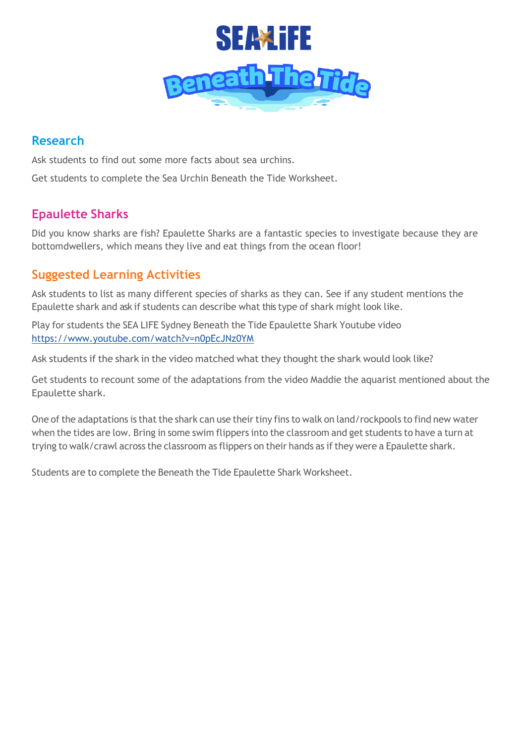## Research

Ask students to find out some more facts about sea urchins.

Get students to complete the Sea Urchin Beneath the Tide Worksheet.

## Epaulette Sharks

Did you know sharks are fish? Epaulette Sharks are a fantastic species to investigate because they are bottomdwellers, which means they live and eat things from the ocean floor!

## Suggested Learning Activities

Ask students to list as many different species of sharks as they can. See if any student mentions the Epaulette shark and ask if students can describe what this type of shark might look like.

Play for students the SEA LIFE Sydney Beneath the Tide Epaulette Shark Youtube video https://www.youtube.com/watch?v=n0pEcJNz0YM

Ask students if the shark in the video matched what they thought the shark would look like?

Get students to recount some of the adaptations from the video Maddie the aquarist mentioned about the Epaulette shark.

One of the adaptations is that the shark can use their tiny fins to walk on land/rockpools to find new water when the tides are low. Bring in some swim flippers into the classroom and get students to have a turn at trying to walk/crawl across the classroom as flippers on their hands as if they were a Epaulette shark.

Students are to complete the Beneath the Tide Epaulette Shark Worksheet.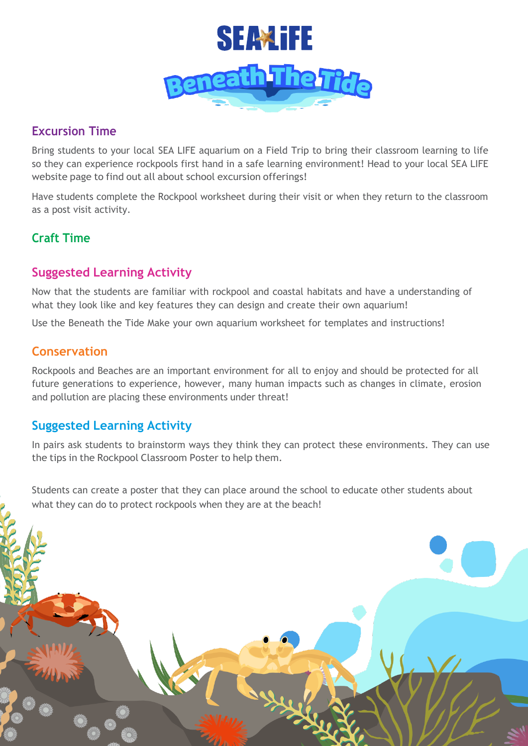# SEA LIFE Beneath The Tide

## Excursion Time

Bring students to your local SEA LIFE aquarium on a Field Trip to bring their classroom learning to life so they can experience rockpools first hand in a safe learning environment! Head to your local SEA LIFE website page to find out all about school excursion offerings!

Have students complete the Rockpool worksheet during their visit or when they return to the classroom as a post visit activity.

## Craft Time

## Suggested Learning Activity

Now that the students are familiar with rockpool and coastal habitats and have a understanding of what they look like and key features they can design and create their own aquarium!

Use the Beneath the Tide Make your own aquarium worksheet for templates and instructions!

## Conservation

Rockpools and Beaches are an important environment for all to enjoy and should be protected for all future generations to experience, however, many human impacts such as changes in climate, erosion and pollution are placing these environments under threat!

## Suggested Learning Activity

In pairs ask students to brainstorm ways they think they can protect these environments. They can use the tips in the Rockpool Classroom Poster to help them.

Students can create a poster that they can place around the school to educate other students about what they can do to protect rockpools when they are at the beach!